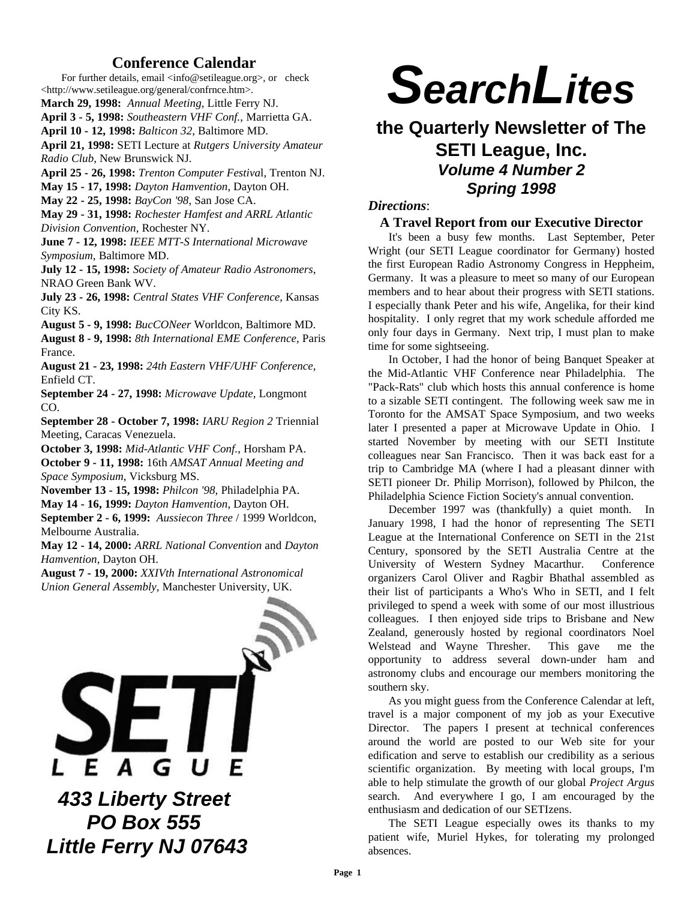# SearchLites

## the Quarterly Newsletter of The SETI League, Inc.

### *Volume 4 Number 2*
### *Spring 1998*

## Conference Calendar

For further details, email <info@setileague.org>, or check <http://www.setileague.org/general/confrnce.htm>.

**March 29, 1998:** *Annual Meeting*, Little Ferry NJ.
**April 3 - 5, 1998:** *Southeastern VHF Conf.*, Marrietta GA.
**April 10 - 12, 1998:** *Balticon 32*, Baltimore MD.
**April 21, 1998:** SETI Lecture at *Rutgers University Amateur Radio Club*, New Brunswick NJ.
**April 25 - 26, 1998:** *Trenton Computer Festival*, Trenton NJ.
**May 15 - 17, 1998:** *Dayton Hamvention*, Dayton OH.
**May 22 - 25, 1998:** *BayCon '98*, San Jose CA.
**May 29 - 31, 1998:** *Rochester Hamfest and ARRL Atlantic Division Convention*, Rochester NY.
**June 7 - 12, 1998:** *IEEE MTT-S International Microwave Symposium*, Baltimore MD.
**July 12 - 15, 1998:** *Society of Amateur Radio Astronomers*, NRAO Green Bank WV.
**July 23 - 26, 1998:** *Central States VHF Conference*, Kansas City KS.
**August 5 - 9, 1998:** *BucCONeer* Worldcon, Baltimore MD.
**August 8 - 9, 1998:** *8th International EME Conference*, Paris France.
**August 21 - 23, 1998:** *24th Eastern VHF/UHF Conference*, Enfield CT.
**September 24 - 27, 1998:** *Microwave Update*, Longmont CO.
**September 28 - October 7, 1998:** *IARU Region 2* Triennial Meeting, Caracas Venezuela.
**October 3, 1998:** *Mid-Atlantic VHF Conf.*, Horsham PA.
**October 9 - 11, 1998:** 16th *AMSAT Annual Meeting and Space Symposium*, Vicksburg MS.
**November 13 - 15, 1998:** *Philcon '98*, Philadelphia PA.
**May 14 - 16, 1999:** *Dayton Hamvention*, Dayton OH.
**September 2 - 6, 1999:** *Aussiecon Three* / 1999 Worldcon, Melbourne Australia.
**May 12 - 14, 2000:** *ARRL National Convention* and *Dayton Hamvention*, Dayton OH.
**August 7 - 19, 2000:** *XXIVth International Astronomical Union General Assembly*, Manchester University, UK.

SETI LEAGUE

***433 Liberty Street***
***PO Box 555***
***Little Ferry NJ 07643***

## *Directions*:

### A Travel Report from our Executive Director

It's been a busy few months. Last September, Peter Wright (our SETI League coordinator for Germany) hosted the first European Radio Astronomy Congress in Heppheim, Germany. It was a pleasure to meet so many of our European members and to hear about their progress with SETI stations. I especially thank Peter and his wife, Angelika, for their kind hospitality. I only regret that my work schedule afforded me only four days in Germany. Next trip, I must plan to make time for some sightseeing.

In October, I had the honor of being Banquet Speaker at the Mid-Atlantic VHF Conference near Philadelphia. The "Pack-Rats" club which hosts this annual conference is home to a sizable SETI contingent. The following week saw me in Toronto for the AMSAT Space Symposium, and two weeks later I presented a paper at Microwave Update in Ohio. I started November by meeting with our SETI Institute colleagues near San Francisco. Then it was back east for a trip to Cambridge MA (where I had a pleasant dinner with SETI pioneer Dr. Philip Morrison), followed by Philcon, the Philadelphia Science Fiction Society's annual convention.

December 1997 was (thankfully) a quiet month. In January 1998, I had the honor of representing The SETI League at the International Conference on SETI in the 21st Century, sponsored by the SETI Australia Centre at the University of Western Sydney Macarthur. Conference organizers Carol Oliver and Ragbir Bhathal assembled as their list of participants a Who's Who in SETI, and I felt privileged to spend a week with some of our most illustrious colleagues. I then enjoyed side trips to Brisbane and New Zealand, generously hosted by regional coordinators Noel Welstead and Wayne Thresher. This gave me the opportunity to address several down-under ham and astronomy clubs and encourage our members monitoring the southern sky.

As you might guess from the Conference Calendar at left, travel is a major component of my job as your Executive Director. The papers I present at technical conferences around the world are posted to our Web site for your edification and serve to establish our credibility as a serious scientific organization. By meeting with local groups, I'm able to help stimulate the growth of our global *Project Argus* search. And everywhere I go, I am encouraged by the enthusiasm and dedication of our SETIzens.

The SETI League especially owes its thanks to my patient wife, Muriel Hykes, for tolerating my prolonged absences.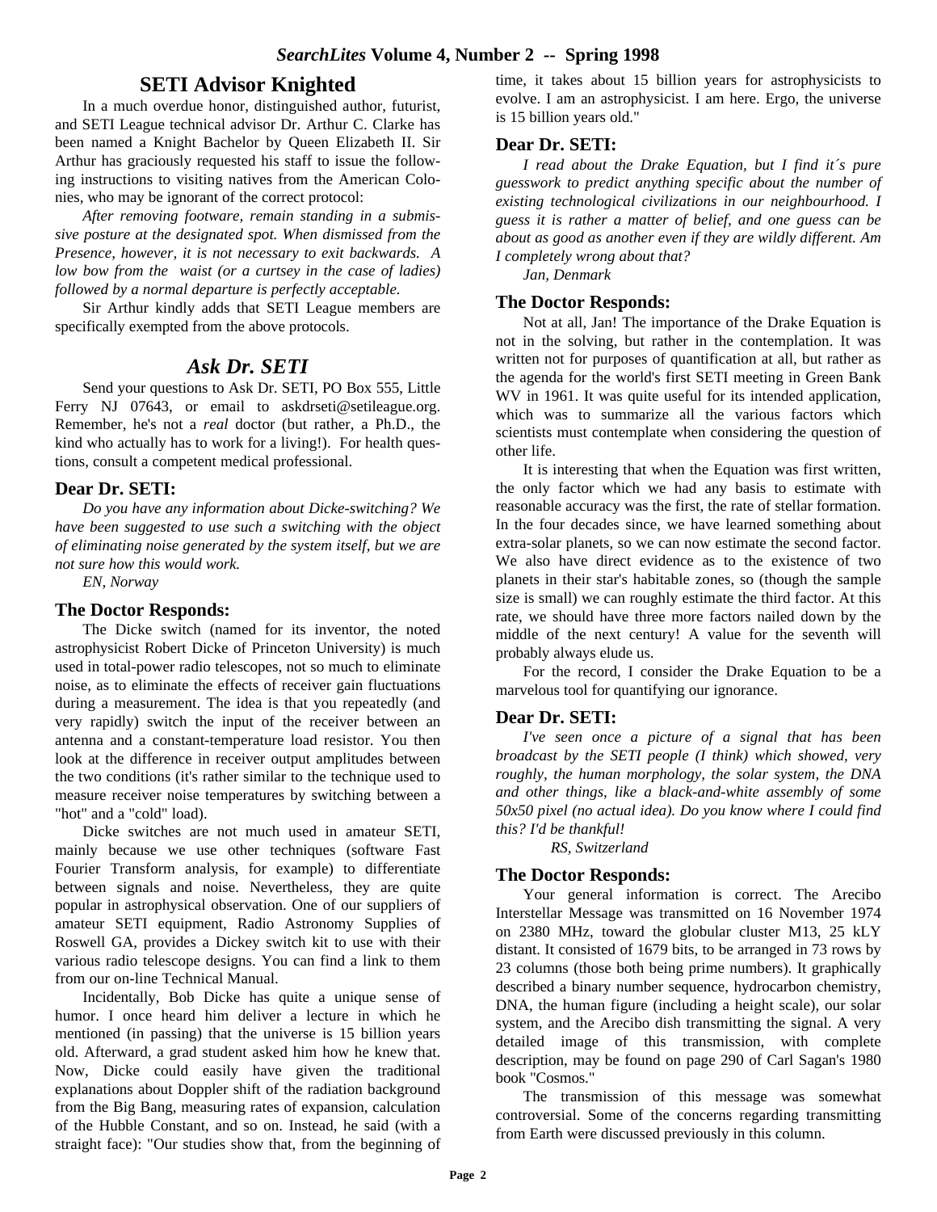## SETI Advisor Knighted

In a much overdue honor, distinguished author, futurist, and SETI League technical advisor Dr. Arthur C. Clarke has been named a Knight Bachelor by Queen Elizabeth II. Sir Arthur has graciously requested his staff to issue the following instructions to visiting natives from the American Colonies, who may be ignorant of the correct protocol:

*After removing footware, remain standing in a submissive posture at the designated spot. When dismissed from the Presence, however, it is not necessary to exit backwards. A low bow from the waist (or a curtsey in the case of ladies) followed by a normal departure is perfectly acceptable.*

Sir Arthur kindly adds that SETI League members are specifically exempted from the above protocols.

## *Ask Dr. SETI*

Send your questions to Ask Dr. SETI, PO Box 555, Little Ferry NJ 07643, or email to askdrseti@setileague.org. Remember, he's not a *real* doctor (but rather, a Ph.D., the kind who actually has to work for a living!). For health questions, consult a competent medical professional.

### Dear Dr. SETI:

*Do you have any information about Dicke-switching? We have been suggested to use such a switching with the object of eliminating noise generated by the system itself, but we are not sure how this would work.*

*EN, Norway*

### The Doctor Responds:

The Dicke switch (named for its inventor, the noted astrophysicist Robert Dicke of Princeton University) is much used in total-power radio telescopes, not so much to eliminate noise, as to eliminate the effects of receiver gain fluctuations during a measurement. The idea is that you repeatedly (and very rapidly) switch the input of the receiver between an antenna and a constant-temperature load resistor. You then look at the difference in receiver output amplitudes between the two conditions (it's rather similar to the technique used to measure receiver noise temperatures by switching between a "hot" and a "cold" load).

Dicke switches are not much used in amateur SETI, mainly because we use other techniques (software Fast Fourier Transform analysis, for example) to differentiate between signals and noise. Nevertheless, they are quite popular in astrophysical observation. One of our suppliers of amateur SETI equipment, Radio Astronomy Supplies of Roswell GA, provides a Dickey switch kit to use with their various radio telescope designs. You can find a link to them from our on-line Technical Manual.

Incidentally, Bob Dicke has quite a unique sense of humor. I once heard him deliver a lecture in which he mentioned (in passing) that the universe is 15 billion years old. Afterward, a grad student asked him how he knew that. Now, Dicke could easily have given the traditional explanations about Doppler shift of the radiation background from the Big Bang, measuring rates of expansion, calculation of the Hubble Constant, and so on. Instead, he said (with a straight face): "Our studies show that, from the beginning of time, it takes about 15 billion years for astrophysicists to evolve. I am an astrophysicist. I am here. Ergo, the universe is 15 billion years old."

### Dear Dr. SETI:

*I read about the Drake Equation, but I find it´s pure guesswork to predict anything specific about the number of existing technological civilizations in our neighbourhood. I guess it is rather a matter of belief, and one guess can be about as good as another even if they are wildly different. Am I completely wrong about that?*

*Jan, Denmark*

### The Doctor Responds:

Not at all, Jan! The importance of the Drake Equation is not in the solving, but rather in the contemplation. It was written not for purposes of quantification at all, but rather as the agenda for the world's first SETI meeting in Green Bank WV in 1961. It was quite useful for its intended application, which was to summarize all the various factors which scientists must contemplate when considering the question of other life.

It is interesting that when the Equation was first written, the only factor which we had any basis to estimate with reasonable accuracy was the first, the rate of stellar formation. In the four decades since, we have learned something about extra-solar planets, so we can now estimate the second factor. We also have direct evidence as to the existence of two planets in their star's habitable zones, so (though the sample size is small) we can roughly estimate the third factor. At this rate, we should have three more factors nailed down by the middle of the next century! A value for the seventh will probably always elude us.

For the record, I consider the Drake Equation to be a marvelous tool for quantifying our ignorance.

### Dear Dr. SETI:

*I've seen once a picture of a signal that has been broadcast by the SETI people (I think) which showed, very roughly, the human morphology, the solar system, the DNA and other things, like a black-and-white assembly of some 50x50 pixel (no actual idea). Do you know where I could find this? I'd be thankful!*

*RS, Switzerland*

### The Doctor Responds:

Your general information is correct. The Arecibo Interstellar Message was transmitted on 16 November 1974 on 2380 MHz, toward the globular cluster M13, 25 kLY distant. It consisted of 1679 bits, to be arranged in 73 rows by 23 columns (those both being prime numbers). It graphically described a binary number sequence, hydrocarbon chemistry, DNA, the human figure (including a height scale), our solar system, and the Arecibo dish transmitting the signal. A very detailed image of this transmission, with complete description, may be found on page 290 of Carl Sagan's 1980 book "Cosmos."

The transmission of this message was somewhat controversial. Some of the concerns regarding transmitting from Earth were discussed previously in this column.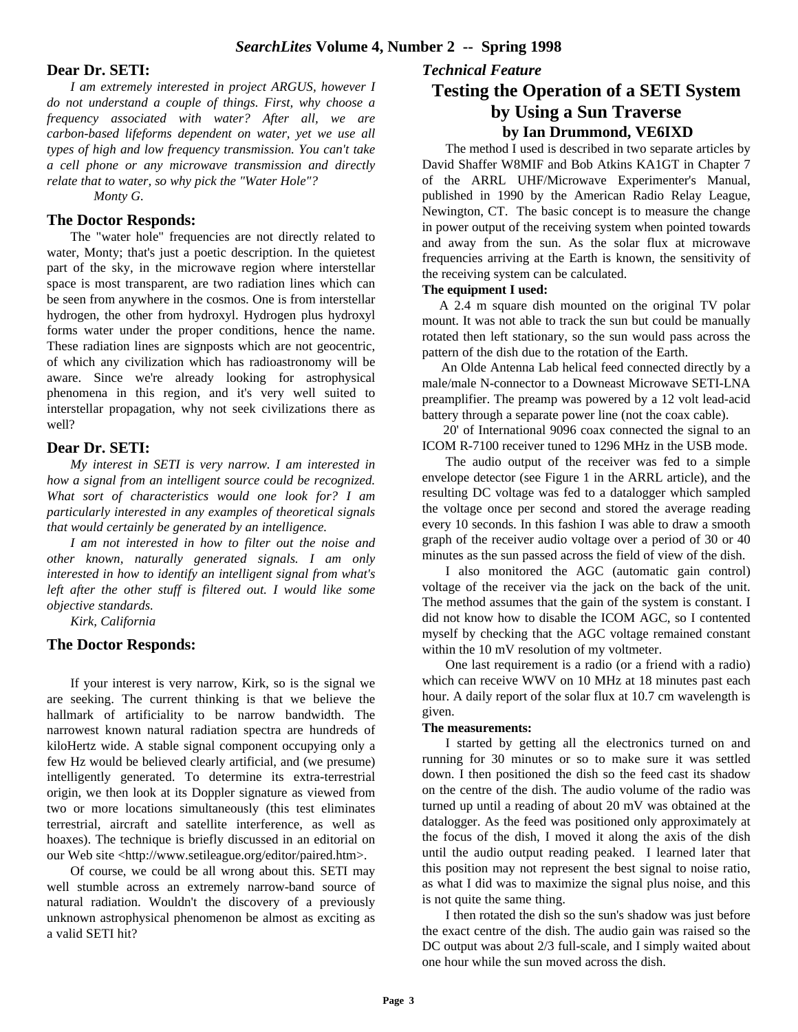## Dear Dr. SETI:

*I am extremely interested in project ARGUS, however I do not understand a couple of things. First, why choose a frequency associated with water? After all, we are carbon-based lifeforms dependent on water, yet we use all types of high and low frequency transmission. You can't take a cell phone or any microwave transmission and directly relate that to water, so why pick the "Water Hole"?*

*Monty G.*

## The Doctor Responds:

The "water hole" frequencies are not directly related to water, Monty; that's just a poetic description. In the quietest part of the sky, in the microwave region where interstellar space is most transparent, are two radiation lines which can be seen from anywhere in the cosmos. One is from interstellar hydrogen, the other from hydroxyl. Hydrogen plus hydroxyl forms water under the proper conditions, hence the name. These radiation lines are signposts which are not geocentric, of which any civilization which has radioastronomy will be aware. Since we're already looking for astrophysical phenomena in this region, and it's very well suited to interstellar propagation, why not seek civilizations there as well?

## Dear Dr. SETI:

*My interest in SETI is very narrow. I am interested in how a signal from an intelligent source could be recognized. What sort of characteristics would one look for? I am particularly interested in any examples of theoretical signals that would certainly be generated by an intelligence.*

*I am not interested in how to filter out the noise and other known, naturally generated signals. I am only interested in how to identify an intelligent signal from what's left after the other stuff is filtered out. I would like some objective standards.*

*Kirk, California*

## The Doctor Responds:

If your interest is very narrow, Kirk, so is the signal we are seeking. The current thinking is that we believe the hallmark of artificiality to be narrow bandwidth. The narrowest known natural radiation spectra are hundreds of kiloHertz wide. A stable signal component occupying only a few Hz would be believed clearly artificial, and (we presume) intelligently generated. To determine its extra-terrestrial origin, we then look at its Doppler signature as viewed from two or more locations simultaneously (this test eliminates terrestrial, aircraft and satellite interference, as well as hoaxes). The technique is briefly discussed in an editorial on our Web site <http://www.setileague.org/editor/paired.htm>.

Of course, we could be all wrong about this. SETI may well stumble across an extremely narrow-band source of natural radiation. Wouldn't the discovery of a previously unknown astrophysical phenomenon be almost as exciting as a valid SETI hit?

*Technical Feature*

# Testing the Operation of a SETI System by Using a Sun Traverse

### by Ian Drummond, VE6IXD

The method I used is described in two separate articles by David Shaffer W8MIF and Bob Atkins KA1GT in Chapter 7 of the ARRL UHF/Microwave Experimenter's Manual, published in 1990 by the American Radio Relay League, Newington, CT. The basic concept is to measure the change in power output of the receiving system when pointed towards and away from the sun. As the solar flux at microwave frequencies arriving at the Earth is known, the sensitivity of the receiving system can be calculated.

**The equipment I used:**

A 2.4 m square dish mounted on the original TV polar mount. It was not able to track the sun but could be manually rotated then left stationary, so the sun would pass across the pattern of the dish due to the rotation of the Earth.

An Olde Antenna Lab helical feed connected directly by a male/male N-connector to a Downeast Microwave SETI-LNA preamplifier. The preamp was powered by a 12 volt lead-acid battery through a separate power line (not the coax cable).

20' of International 9096 coax connected the signal to an ICOM R-7100 receiver tuned to 1296 MHz in the USB mode.

The audio output of the receiver was fed to a simple envelope detector (see Figure 1 in the ARRL article), and the resulting DC voltage was fed to a datalogger which sampled the voltage once per second and stored the average reading every 10 seconds. In this fashion I was able to draw a smooth graph of the receiver audio voltage over a period of 30 or 40 minutes as the sun passed across the field of view of the dish.

I also monitored the AGC (automatic gain control) voltage of the receiver via the jack on the back of the unit. The method assumes that the gain of the system is constant. I did not know how to disable the ICOM AGC, so I contented myself by checking that the AGC voltage remained constant within the 10 mV resolution of my voltmeter.

One last requirement is a radio (or a friend with a radio) which can receive WWV on 10 MHz at 18 minutes past each hour. A daily report of the solar flux at 10.7 cm wavelength is given.

**The measurements:**

I started by getting all the electronics turned on and running for 30 minutes or so to make sure it was settled down. I then positioned the dish so the feed cast its shadow on the centre of the dish. The audio volume of the radio was turned up until a reading of about 20 mV was obtained at the datalogger. As the feed was positioned only approximately at the focus of the dish, I moved it along the axis of the dish until the audio output reading peaked. I learned later that this position may not represent the best signal to noise ratio, as what I did was to maximize the signal plus noise, and this is not quite the same thing.

I then rotated the dish so the sun's shadow was just before the exact centre of the dish. The audio gain was raised so the DC output was about 2/3 full-scale, and I simply waited about one hour while the sun moved across the dish.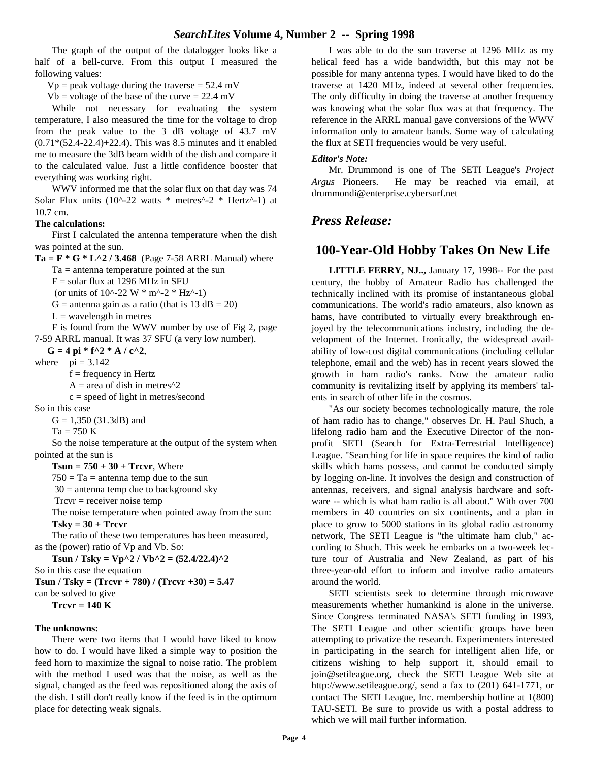The graph of the output of the datalogger looks like a half of a bell-curve. From this output I measured the following values:

Vp = peak voltage during the traverse = 52.4 mV

Vb = voltage of the base of the curve = 22.4 mV

While not necessary for evaluating the system temperature, I also measured the time for the voltage to drop from the peak value to the 3 dB voltage of 43.7 mV (0.71*(52.4-22.4)+22.4). This was 8.5 minutes and it enabled me to measure the 3dB beam width of the dish and compare it to the calculated value. Just a little confidence booster that everything was working right.

WWV informed me that the solar flux on that day was 74 Solar Flux units (10^-22 watts * metres^-2 * Hertz^-1) at 10.7 cm.

**The calculations:**

First I calculated the antenna temperature when the dish was pointed at the sun.

**Ta = F * G * L^2 / 3.468** (Page 7-58 ARRL Manual) where

Ta = antenna temperature pointed at the sun

F = solar flux at 1296 MHz in SFU

(or units of 10^-22 W * m^-2 * Hz^-1)

G = antenna gain as a ratio (that is 13 dB = 20)

L = wavelength in metres

F is found from the WWV number by use of Fig 2, page 7-59 ARRL manual. It was 37 SFU (a very low number).

**G = 4 pi * f^2 * A / c^2**,

where pi = 3.142

f = frequency in Hertz

A = area of dish in metres^2

c = speed of light in metres/second

So in this case

G = 1,350 (31.3dB) and

Ta = 750 K

So the noise temperature at the output of the system when pointed at the sun is

**Tsun = 750 + 30 + Trcvr**, Where

750 = Ta = antenna temp due to the sun

30 = antenna temp due to background sky

Trcvr = receiver noise temp

The noise temperature when pointed away from the sun:

**Tsky = 30 + Trcvr**

The ratio of these two temperatures has been measured, as the (power) ratio of Vp and Vb. So:

**Tsun / Tsky = Vp^2 / Vb^2 = (52.4/22.4)^2**

So in this case the equation

**Tsun / Tsky = (Trcvr + 780) / (Trcvr +30) = 5.47**

can be solved to give

**Trcvr = 140 K**

**The unknowns:**

There were two items that I would have liked to know how to do. I would have liked a simple way to position the feed horn to maximize the signal to noise ratio. The problem with the method I used was that the noise, as well as the signal, changed as the feed was repositioned along the axis of the dish. I still don't really know if the feed is in the optimum place for detecting weak signals.

I was able to do the sun traverse at 1296 MHz as my helical feed has a wide bandwidth, but this may not be possible for many antenna types. I would have liked to do the traverse at 1420 MHz, indeed at several other frequencies. The only difficulty in doing the traverse at another frequency was knowing what the solar flux was at that frequency. The reference in the ARRL manual gave conversions of the WWV information only to amateur bands. Some way of calculating the flux at SETI frequencies would be very useful.

***Editor's Note:***

Mr. Drummond is one of The SETI League's *Project Argus* Pioneers. He may be reached via email, at drummondi@enterprise.cybersurf.net

## *Press Release:*

## 100-Year-Old Hobby Takes On New Life

**LITTLE FERRY, NJ..,** January 17, 1998-- For the past century, the hobby of Amateur Radio has challenged the technically inclined with its promise of instantaneous global communications. The world's radio amateurs, also known as hams, have contributed to virtually every breakthrough enjoyed by the telecommunications industry, including the development of the Internet. Ironically, the widespread availability of low-cost digital communications (including cellular telephone, email and the web) has in recent years slowed the growth in ham radio's ranks. Now the amateur radio community is revitalizing itself by applying its members' talents in search of other life in the cosmos.

"As our society becomes technologically mature, the role of ham radio has to change," observes Dr. H. Paul Shuch, a lifelong radio ham and the Executive Director of the nonprofit SETI (Search for Extra-Terrestrial Intelligence) League. "Searching for life in space requires the kind of radio skills which hams possess, and cannot be conducted simply by logging on-line. It involves the design and construction of antennas, receivers, and signal analysis hardware and software -- which is what ham radio is all about." With over 700 members in 40 countries on six continents, and a plan in place to grow to 5000 stations in its global radio astronomy network, The SETI League is "the ultimate ham club," according to Shuch. This week he embarks on a two-week lecture tour of Australia and New Zealand, as part of his three-year-old effort to inform and involve radio amateurs around the world.

SETI scientists seek to determine through microwave measurements whether humankind is alone in the universe. Since Congress terminated NASA's SETI funding in 1993, The SETI League and other scientific groups have been attempting to privatize the research. Experimenters interested in participating in the search for intelligent alien life, or citizens wishing to help support it, should email to join@setileague.org, check the SETI League Web site at http://www.setileague.org/, send a fax to (201) 641-1771, or contact The SETI League, Inc. membership hotline at 1(800) TAU-SETI. Be sure to provide us with a postal address to which we will mail further information.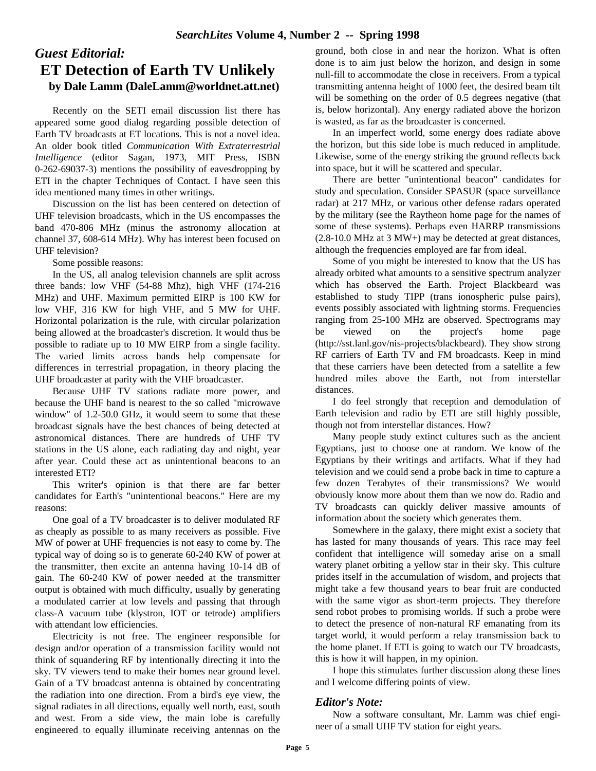## *Guest Editorial:*

# ET Detection of Earth TV Unlikely

### by Dale Lamm (DaleLamm@worldnet.att.net)

Recently on the SETI email discussion list there has appeared some good dialog regarding possible detection of Earth TV broadcasts at ET locations. This is not a novel idea. An older book titled *Communication With Extraterrestrial Intelligence* (editor Sagan, 1973, MIT Press, ISBN 0-262-69037-3) mentions the possibility of eavesdropping by ETI in the chapter Techniques of Contact. I have seen this idea mentioned many times in other writings.

Discussion on the list has been centered on detection of UHF television broadcasts, which in the US encompasses the band 470-806 MHz (minus the astronomy allocation at channel 37, 608-614 MHz). Why has interest been focused on UHF television?

Some possible reasons:

In the US, all analog television channels are split across three bands: low VHF (54-88 Mhz), high VHF (174-216 MHz) and UHF. Maximum permitted EIRP is 100 KW for low VHF, 316 KW for high VHF, and 5 MW for UHF. Horizontal polarization is the rule, with circular polarization being allowed at the broadcaster's discretion. It would thus be possible to radiate up to 10 MW EIRP from a single facility. The varied limits across bands help compensate for differences in terrestrial propagation, in theory placing the UHF broadcaster at parity with the VHF broadcaster.

Because UHF TV stations radiate more power, and because the UHF band is nearest to the so called "microwave window" of 1.2-50.0 GHz, it would seem to some that these broadcast signals have the best chances of being detected at astronomical distances. There are hundreds of UHF TV stations in the US alone, each radiating day and night, year after year. Could these act as unintentional beacons to an interested ETI?

This writer's opinion is that there are far better candidates for Earth's "unintentional beacons." Here are my reasons:

One goal of a TV broadcaster is to deliver modulated RF as cheaply as possible to as many receivers as possible. Five MW of power at UHF frequencies is not easy to come by. The typical way of doing so is to generate 60-240 KW of power at the transmitter, then excite an antenna having 10-14 dB of gain. The 60-240 KW of power needed at the transmitter output is obtained with much difficulty, usually by generating a modulated carrier at low levels and passing that through class-A vacuum tube (klystron, IOT or tetrode) amplifiers with attendant low efficiencies.

Electricity is not free. The engineer responsible for design and/or operation of a transmission facility would not think of squandering RF by intentionally directing it into the sky. TV viewers tend to make their homes near ground level. Gain of a TV broadcast antenna is obtained by concentrating the radiation into one direction. From a bird's eye view, the signal radiates in all directions, equally well north, east, south and west. From a side view, the main lobe is carefully engineered to equally illuminate receiving antennas on the ground, both close in and near the horizon. What is often done is to aim just below the horizon, and design in some null-fill to accommodate the close in receivers. From a typical transmitting antenna height of 1000 feet, the desired beam tilt will be something on the order of 0.5 degrees negative (that is, below horizontal). Any energy radiated above the horizon is wasted, as far as the broadcaster is concerned.

In an imperfect world, some energy does radiate above the horizon, but this side lobe is much reduced in amplitude. Likewise, some of the energy striking the ground reflects back into space, but it will be scattered and specular.

There are better "unintentional beacon" candidates for study and speculation. Consider SPASUR (space surveillance radar) at 217 MHz, or various other defense radars operated by the military (see the Raytheon home page for the names of some of these systems). Perhaps even HARRP transmissions (2.8-10.0 MHz at 3 MW+) may be detected at great distances, although the frequencies employed are far from ideal.

Some of you might be interested to know that the US has already orbited what amounts to a sensitive spectrum analyzer which has observed the Earth. Project Blackbeard was established to study TIPP (trans ionospheric pulse pairs), events possibly associated with lightning storms. Frequencies ranging from 25-100 MHz are observed. Spectrograms may be viewed on the project's home page (http://sst.lanl.gov/nis-projects/blackbeard). They show strong RF carriers of Earth TV and FM broadcasts. Keep in mind that these carriers have been detected from a satellite a few hundred miles above the Earth, not from interstellar distances.

I do feel strongly that reception and demodulation of Earth television and radio by ETI are still highly possible, though not from interstellar distances. How?

Many people study extinct cultures such as the ancient Egyptians, just to choose one at random. We know of the Egyptians by their writings and artifacts. What if they had television and we could send a probe back in time to capture a few dozen Terabytes of their transmissions? We would obviously know more about them than we now do. Radio and TV broadcasts can quickly deliver massive amounts of information about the society which generates them.

Somewhere in the galaxy, there might exist a society that has lasted for many thousands of years. This race may feel confident that intelligence will someday arise on a small watery planet orbiting a yellow star in their sky. This culture prides itself in the accumulation of wisdom, and projects that might take a few thousand years to bear fruit are conducted with the same vigor as short-term projects. They therefore send robot probes to promising worlds. If such a probe were to detect the presence of non-natural RF emanating from its target world, it would perform a relay transmission back to the home planet. If ETI is going to watch our TV broadcasts, this is how it will happen, in my opinion.

I hope this stimulates further discussion along these lines and I welcome differing points of view.

### *Editor's Note:*

Now a software consultant, Mr. Lamm was chief engineer of a small UHF TV station for eight years.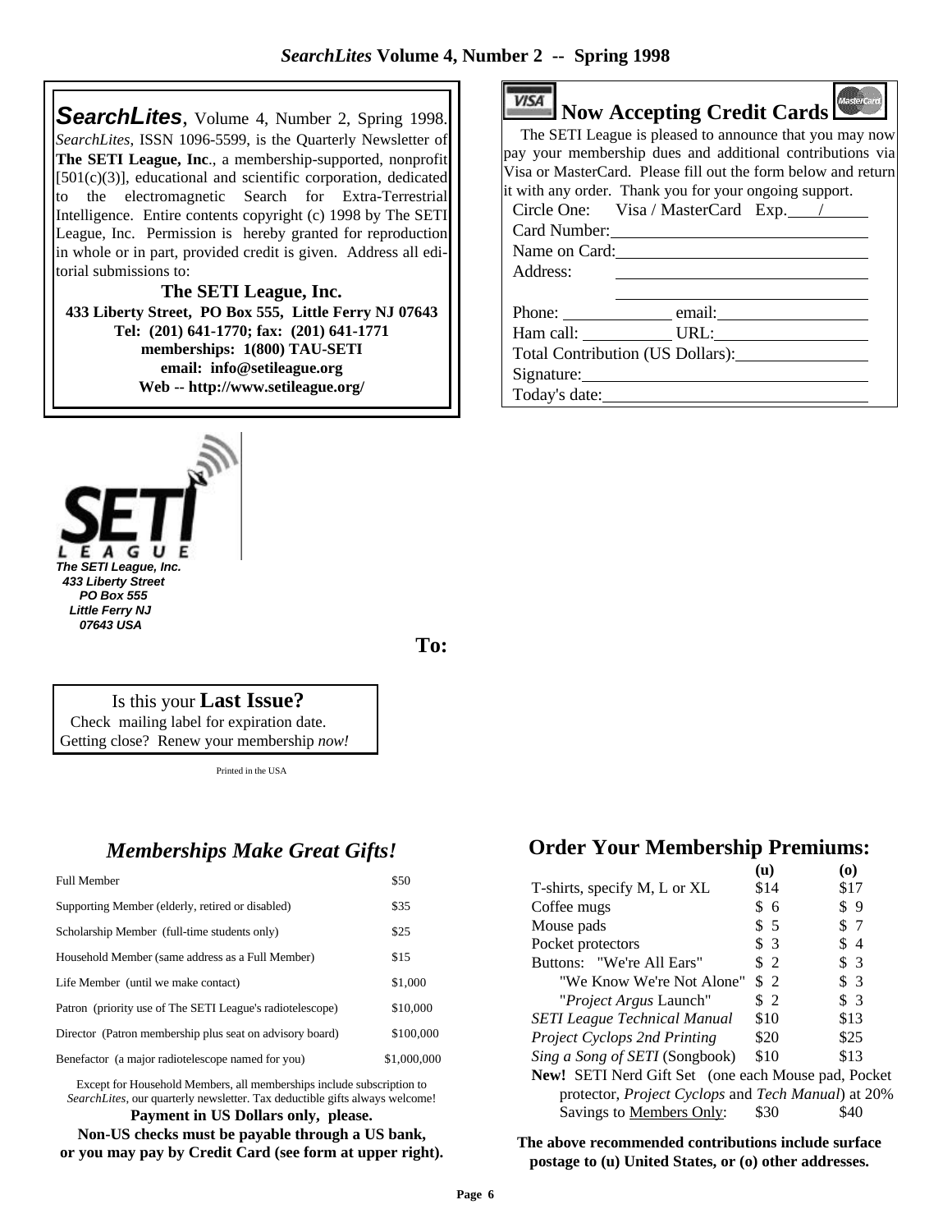***SearchLites***, Volume 4, Number 2, Spring 1998. *SearchLites*, ISSN 1096-5599, is the Quarterly Newsletter of **The SETI League, Inc**., a membership-supported, nonprofit [501(c)(3)], educational and scientific corporation, dedicated to the electromagnetic Search for Extra-Terrestrial Intelligence. Entire contents copyright (c) 1998 by The SETI League, Inc. Permission is hereby granted for reproduction in whole or in part, provided credit is given. Address all editorial submissions to:

**The SETI League, Inc.**
**433 Liberty Street, PO Box 555, Little Ferry NJ 07643**
**Tel: (201) 641-1770; fax: (201) 641-1771**
**memberships: 1(800) TAU-SETI**
**email: info@setileague.org**
**Web -- http://www.setileague.org/**

## Now Accepting Credit Cards

The SETI League is pleased to announce that you may now pay your membership dues and additional contributions via Visa or MasterCard. Please fill out the form below and return it with any order. Thank you for your ongoing support.

Circle One: Visa / MasterCard Exp. ____/____
Card Number: ____________________
Name on Card: ____________________
Address: ____________________
____________________
Phone: __________ email: __________
Ham call: __________ URL: __________
Total Contribution (US Dollars): __________
Signature: ____________________
Today's date: ____________________

SETI LEAGUE

***The SETI League, Inc.***
***433 Liberty Street***
***PO Box 555***
***Little Ferry NJ***
***07643 USA***

**To:**

Is this your **Last Issue?**
Check mailing label for expiration date.
Getting close? Renew your membership *now!*

Printed in the USA

## *Memberships Make Great Gifts!*

| | |
|---|---|
| Full Member | $50 |
| Supporting Member (elderly, retired or disabled) | $35 |
| Scholarship Member (full-time students only) | $25 |
| Household Member (same address as a Full Member) | $15 |
| Life Member (until we make contact) | $1,000 |
| Patron (priority use of The SETI League's radiotelescope) | $10,000 |
| Director (Patron membership plus seat on advisory board) | $100,000 |
| Benefactor (a major radiotelescope named for you) | $1,000,000 |

Except for Household Members, all memberships include subscription to *SearchLites*, our quarterly newsletter. Tax deductible gifts always welcome!

**Payment in US Dollars only, please.**
**Non-US checks must be payable through a US bank, or you may pay by Credit Card (see form at upper right).**

## Order Your Membership Premiums:

| | (u) | (o) |
|---|---|---|
| T-shirts, specify M, L or XL | $14 | $17 |
| Coffee mugs | $ 6 | $ 9 |
| Mouse pads | $ 5 | $ 7 |
| Pocket protectors | $ 3 | $ 4 |
| Buttons: "We're All Ears" | $ 2 | $ 3 |
| "We Know We're Not Alone" | $ 2 | $ 3 |
| "*Project Argus* Launch" | $ 2 | $ 3 |
| *SETI League Technical Manual* | $10 | $13 |
| *Project Cyclops 2nd Printing* | $20 | $25 |
| *Sing a Song of SETI* (Songbook) | $10 | $13 |
| **New!** SETI Nerd Gift Set (one each Mouse pad, Pocket protector, *Project Cyclops* and *Tech Manual*) at 20% Savings to Members Only: | $30 | $40 |

**The above recommended contributions include surface postage to (u) United States, or (o) other addresses.**